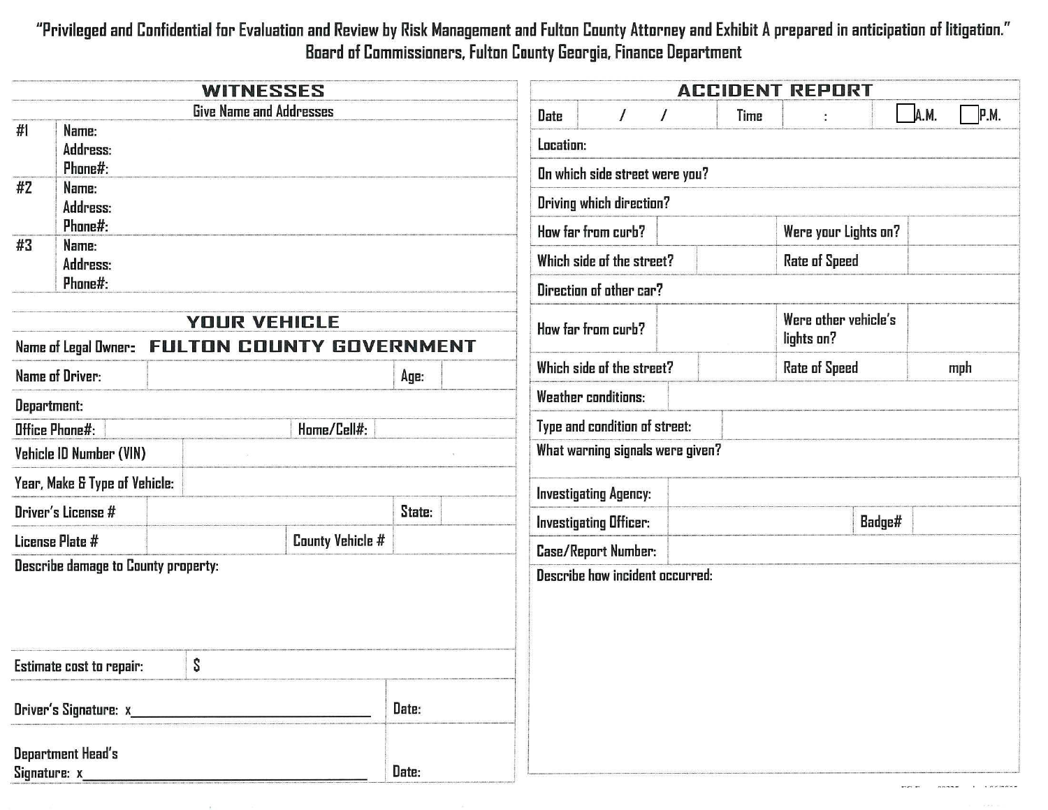"Privileged and Confidential for Evaluation and Review by Risk Management and Fulton County Attorney and Exhibit A prepared in anticipation of litigation."

Board of Commissioners, Fulton County Georgia, Finance Department

## WITNESSES

Give Name and Addresses

| | |
|---|---|
| #1 | Name:<br>Address:<br>Phone#: |
| #2 | Name:<br>Address:<br>Phone#: |
| #3 | Name:<br>Address:<br>Phone#: |

## YOUR VEHICLE

| | | | |
|---|---|---|---|
| Name of Legal Owner: | FULTON COUNTY GOVERNMENT | | |
| Name of Driver: | | Age: | |
| Department: | | | |
| Office Phone#: | | Home/Cell#: | |
| Vehicle ID Number (VIN) | | | |
| Year, Make & Type of Vehicle: | | | |
| Driver's License # | | State: | |
| License Plate # | | County Vehicle # | |
| Describe damage to County property: | | | |
| Estimate cost to repair: | $ | | |

Driver's Signature: x_______________________________ Date:

Department Head's Signature: x_______________________________ Date:

## ACCIDENT REPORT

| | | | |
|---|---|---|---|
| Date | / / | Time | : ☐ A.M. ☐ P.M. |
| Location: | | | |
| On which side street were you? | | | |
| Driving which direction? | | | |
| How far from curb? | | Were your Lights on? | |
| Which side of the street? | | Rate of Speed | |
| Direction of other car? | | | |
| How far from curb? | | Were other vehicle's lights on? | |
| Which side of the street? | | Rate of Speed | mph |
| Weather conditions: | | | |
| Type and condition of street: | | | |
| What warning signals were given? | | | |
| Investigating Agency: | | | |
| Investigating Officer: | | Badge# | |
| Case/Report Number: | | | |

Describe how incident occurred: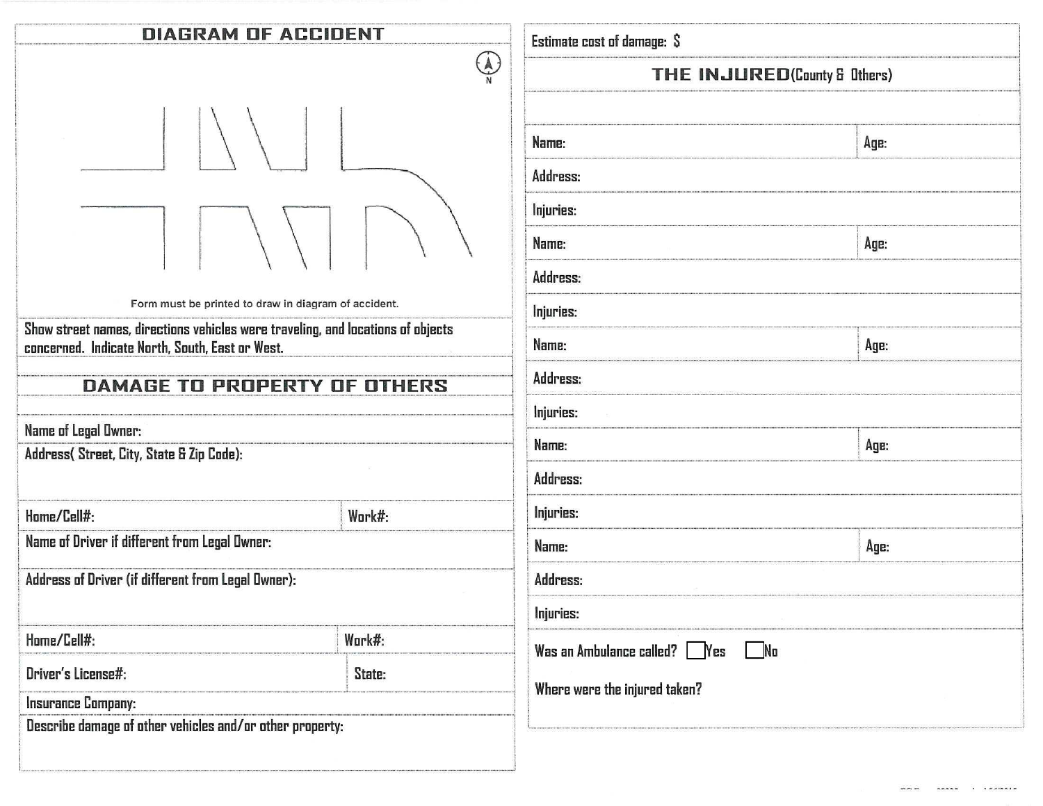## DIAGRAM OF ACCIDENT

N

Form must be printed to draw in diagram of accident.

Show street names, directions vehicles were traveling, and locations of objects concerned. Indicate North, South, East or West.

## DAMAGE TO PROPERTY OF OTHERS

Name of Legal Owner:

Address( Street, City, State & Zip Code):

| | |
|---|---|
| Home/Cell#: | Work#: |

Name of Driver if different from Legal Owner:

Address of Driver (if different from Legal Owner):

| | |
|---|---|
| Home/Cell#: | Work#: |
| Driver's License#: | State: |

Insurance Company:

Describe damage of other vehicles and/or other property:

Estimate cost of damage: $

## THE INJURED (County & Others)

| | |
|---|---|
| Name: | Age: |
| Address: | |
| Injuries: | |
| Name: | Age: |
| Address: | |
| Injuries: | |
| Name: | Age: |
| Address: | |
| Injuries: | |
| Name: | Age: |
| Address: | |
| Injuries: | |
| Name: | Age: |
| Address: | |
| Injuries: | |

Was an Ambulance called? ☐ Yes ☐ No

Where were the injured taken?